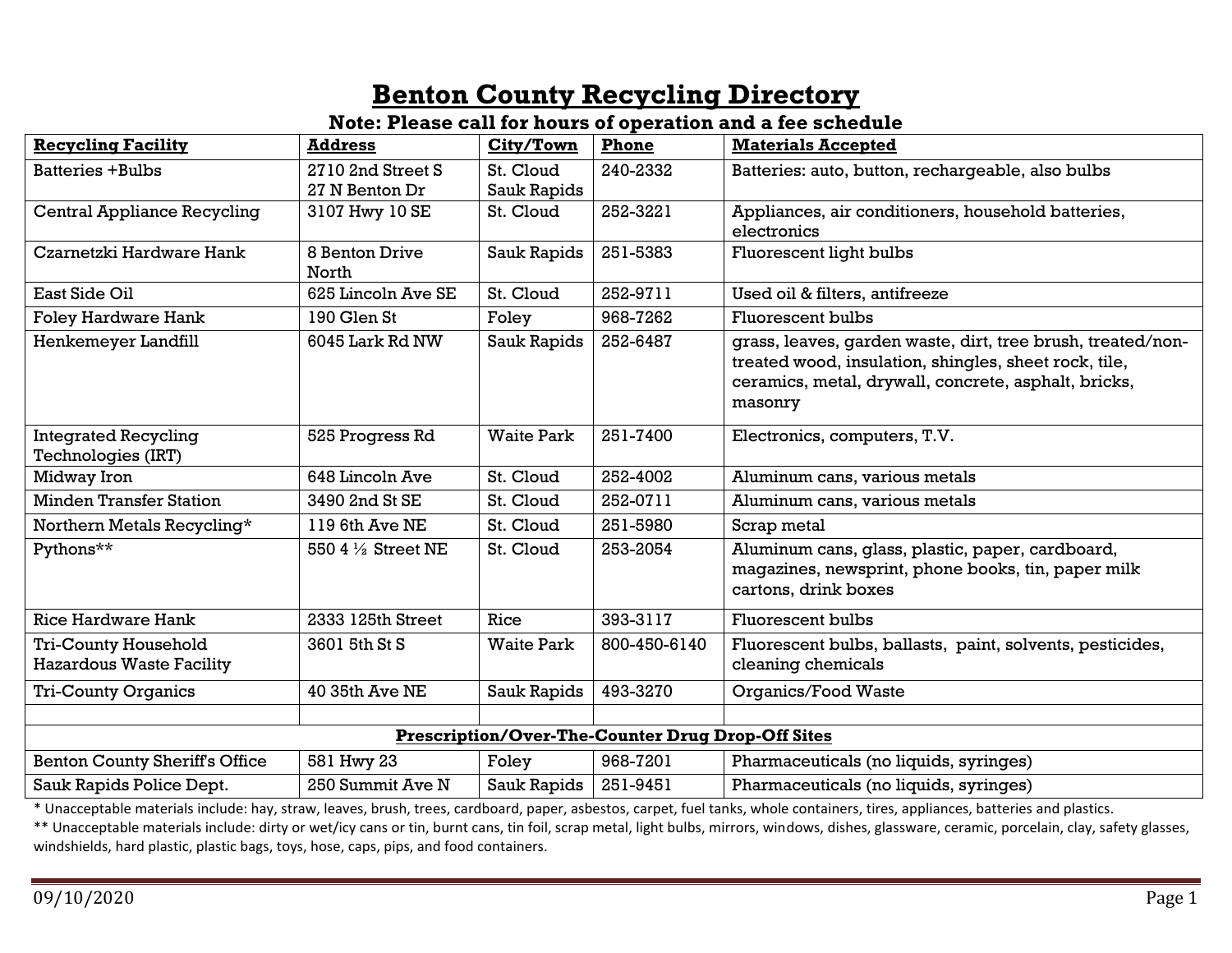# Benton County Recycling Directory

**Note: Please call for hours of operation and a fee schedule**

| Recycling Facility | Address | City/Town | Phone | Materials Accepted |
|---|---|---|---|---|
| Batteries +Bulbs | 2710 2nd Street S<br>27 N Benton Dr | St. Cloud<br>Sauk Rapids | 240-2332 | Batteries: auto, button, rechargeable, also bulbs |
| Central Appliance Recycling | 3107 Hwy 10 SE | St. Cloud | 252-3221 | Appliances, air conditioners, household batteries, electronics |
| Czarnetzki Hardware Hank | 8 Benton Drive North | Sauk Rapids | 251-5383 | Fluorescent light bulbs |
| East Side Oil | 625 Lincoln Ave SE | St. Cloud | 252-9711 | Used oil & filters, antifreeze |
| Foley Hardware Hank | 190 Glen St | Foley | 968-7262 | Fluorescent bulbs |
| Henkemeyer Landfill | 6045 Lark Rd NW | Sauk Rapids | 252-6487 | grass, leaves, garden waste, dirt, tree brush, treated/non-treated wood, insulation, shingles, sheet rock, tile, ceramics, metal, drywall, concrete, asphalt, bricks, masonry |
| Integrated Recycling Technologies (IRT) | 525 Progress Rd | Waite Park | 251-7400 | Electronics, computers, T.V. |
| Midway Iron | 648 Lincoln Ave | St. Cloud | 252-4002 | Aluminum cans, various metals |
| Minden Transfer Station | 3490 2nd St SE | St. Cloud | 252-0711 | Aluminum cans, various metals |
| Northern Metals Recycling* | 119 6th Ave NE | St. Cloud | 251-5980 | Scrap metal |
| Pythons** | 550 4 ½ Street NE | St. Cloud | 253-2054 | Aluminum cans, glass, plastic, paper, cardboard, magazines, newsprint, phone books, tin, paper milk cartons, drink boxes |
| Rice Hardware Hank | 2333 125th Street | Rice | 393-3117 | Fluorescent bulbs |
| Tri-County Household Hazardous Waste Facility | 3601 5th St S | Waite Park | 800-450-6140 | Fluorescent bulbs, ballasts, paint, solvents, pesticides, cleaning chemicals |
| Tri-County Organics | 40 35th Ave NE | Sauk Rapids | 493-3270 | Organics/Food Waste |
| | | | | |
| **Prescription/Over-The-Counter Drug Drop-Off Sites** | | | | |
| Benton County Sheriff's Office | 581 Hwy 23 | Foley | 968-7201 | Pharmaceuticals (no liquids, syringes) |
| Sauk Rapids Police Dept. | 250 Summit Ave N | Sauk Rapids | 251-9451 | Pharmaceuticals (no liquids, syringes) |

* Unacceptable materials include: hay, straw, leaves, brush, trees, cardboard, paper, asbestos, carpet, fuel tanks, whole containers, tires, appliances, batteries and plastics.

** Unacceptable materials include: dirty or wet/icy cans or tin, burnt cans, tin foil, scrap metal, light bulbs, mirrors, windows, dishes, glassware, ceramic, porcelain, clay, safety glasses, windshields, hard plastic, plastic bags, toys, hose, caps, pips, and food containers.

09/10/2020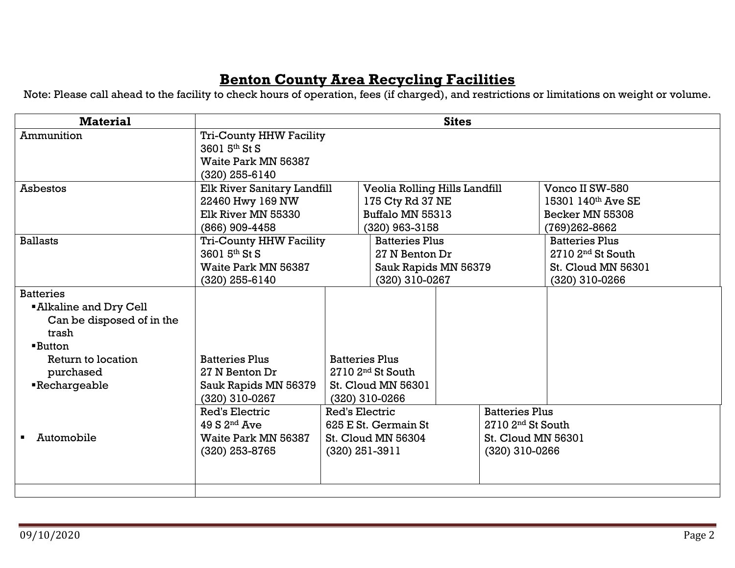## Benton County Area Recycling Facilities

Note: Please call ahead to the facility to check hours of operation, fees (if charged), and restrictions or limitations on weight or volume.

| Material | Sites | | |
|---|---|---|---|
| Ammunition | Tri-County HHW Facility<br>3601 5th St S<br>Waite Park MN 56387<br>(320) 255-6140 | | |
| Asbestos | Elk River Sanitary Landfill<br>22460 Hwy 169 NW<br>Elk River MN 55330<br>(866) 909-4458 | Veolia Rolling Hills Landfill<br>175 Cty Rd 37 NE<br>Buffalo MN 55313<br>(320) 963-3158 | Vonco II SW-580<br>15301 140th Ave SE<br>Becker MN 55308<br>(769)262-8662 |
| Ballasts | Tri-County HHW Facility<br>3601 5th St S<br>Waite Park MN 56387<br>(320) 255-6140 | Batteries Plus<br>27 N Benton Dr<br>Sauk Rapids MN 56379<br>(320) 310-0267 | Batteries Plus<br>2710 2nd St South<br>St. Cloud MN 56301<br>(320) 310-0266 |
| Batteries<br>▪ Alkaline and Dry Cell<br>Can be disposed of in the trash<br>▪ Button<br>Return to location purchased<br>▪ Rechargeable | Batteries Plus<br>27 N Benton Dr<br>Sauk Rapids MN 56379<br>(320) 310-0267 | Batteries Plus<br>2710 2nd St South<br>St. Cloud MN 56301<br>(320) 310-0266 | |
| ▪ Automobile | Red's Electric<br>49 S 2nd Ave<br>Waite Park MN 56387<br>(320) 253-8765 | Red's Electric<br>625 E St. Germain St<br>St. Cloud MN 56304<br>(320) 251-3911 | Batteries Plus<br>2710 2nd St South<br>St. Cloud MN 56301<br>(320) 310-0266 |
| | | | |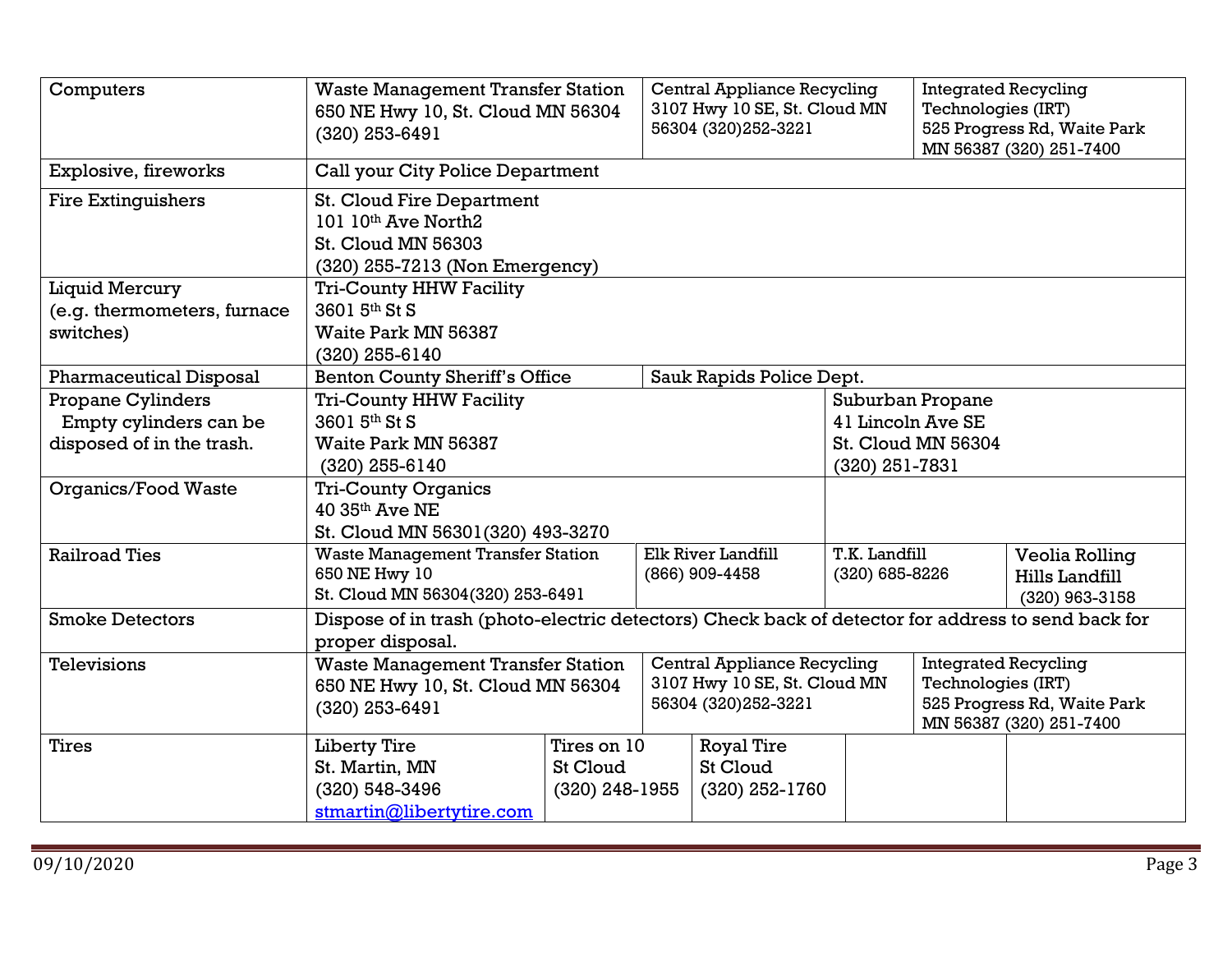| | | | | | | |
|---|---|---|---|---|---|---|
| Computers | Waste Management Transfer Station 650 NE Hwy 10, St. Cloud MN 56304 (320) 253-6491 | | Central Appliance Recycling 3107 Hwy 10 SE, St. Cloud MN 56304 (320)252-3221 | | Integrated Recycling Technologies (IRT) 525 Progress Rd, Waite Park MN 56387 (320) 251-7400 | |
| Explosive, fireworks | Call your City Police Department | | | | | |
| Fire Extinguishers | St. Cloud Fire Department 101 10th Ave North2 St. Cloud MN 56303 (320) 255-7213 (Non Emergency) | | | | | |
| Liquid Mercury (e.g. thermometers, furnace switches) | Tri-County HHW Facility 3601 5th St S Waite Park MN 56387 (320) 255-6140 | | | | | |
| Pharmaceutical Disposal | Benton County Sheriff's Office | | Sauk Rapids Police Dept. | | | |
| Propane Cylinders Empty cylinders can be disposed of in the trash. | Tri-County HHW Facility 3601 5th St S Waite Park MN 56387 (320) 255-6140 | | | Suburban Propane 41 Lincoln Ave SE St. Cloud MN 56304 (320) 251-7831 | | |
| Organics/Food Waste | Tri-County Organics 40 35th Ave NE St. Cloud MN 56301(320) 493-3270 | | | | | |
| Railroad Ties | Waste Management Transfer Station 650 NE Hwy 10 St. Cloud MN 56304(320) 253-6491 | | Elk River Landfill (866) 909-4458 | T.K. Landfill (320) 685-8226 | | Veolia Rolling Hills Landfill (320) 963-3158 |
| Smoke Detectors | Dispose of in trash (photo-electric detectors) Check back of detector for address to send back for proper disposal. | | | | | |
| Televisions | Waste Management Transfer Station 650 NE Hwy 10, St. Cloud MN 56304 (320) 253-6491 | | Central Appliance Recycling 3107 Hwy 10 SE, St. Cloud MN 56304 (320)252-3221 | | Integrated Recycling Technologies (IRT) 525 Progress Rd, Waite Park MN 56387 (320) 251-7400 | |
| Tires | Liberty Tire St. Martin, MN (320) 548-3496 stmartin@libertytire.com | Tires on 10 St Cloud (320) 248-1955 | Royal Tire St Cloud (320) 252-1760 | | | |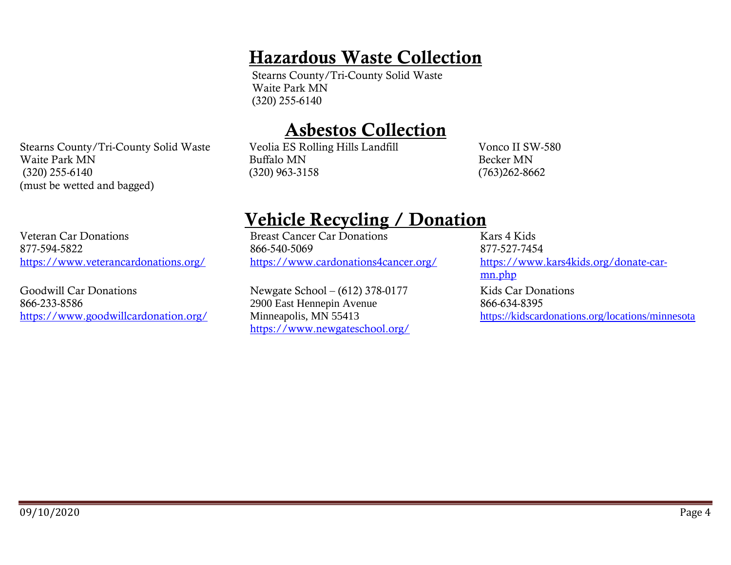# Hazardous Waste Collection

Stearns County/Tri-County Solid Waste
Waite Park MN
(320) 255-6140

# Asbestos Collection

Stearns County/Tri-County Solid Waste
Waite Park MN
(320) 255-6140
(must be wetted and bagged)

Veolia ES Rolling Hills Landfill
Buffalo MN
(320) 963-3158

Vonco II SW-580
Becker MN
(763)262-8662

# Vehicle Recycling / Donation

Veteran Car Donations
877-594-5822
https://www.veterancardonations.org/

Goodwill Car Donations
866-233-8586
https://www.goodwillcardonation.org/

Breast Cancer Car Donations
866-540-5069
https://www.cardonations4cancer.org/

Newgate School – (612) 378-0177
2900 East Hennepin Avenue
Minneapolis, MN 55413
https://www.newgateschool.org/

Kars 4 Kids
877-527-7454
https://www.kars4kids.org/donate-car-mn.php

Kids Car Donations
866-634-8395
https://kidscardonations.org/locations/minnesota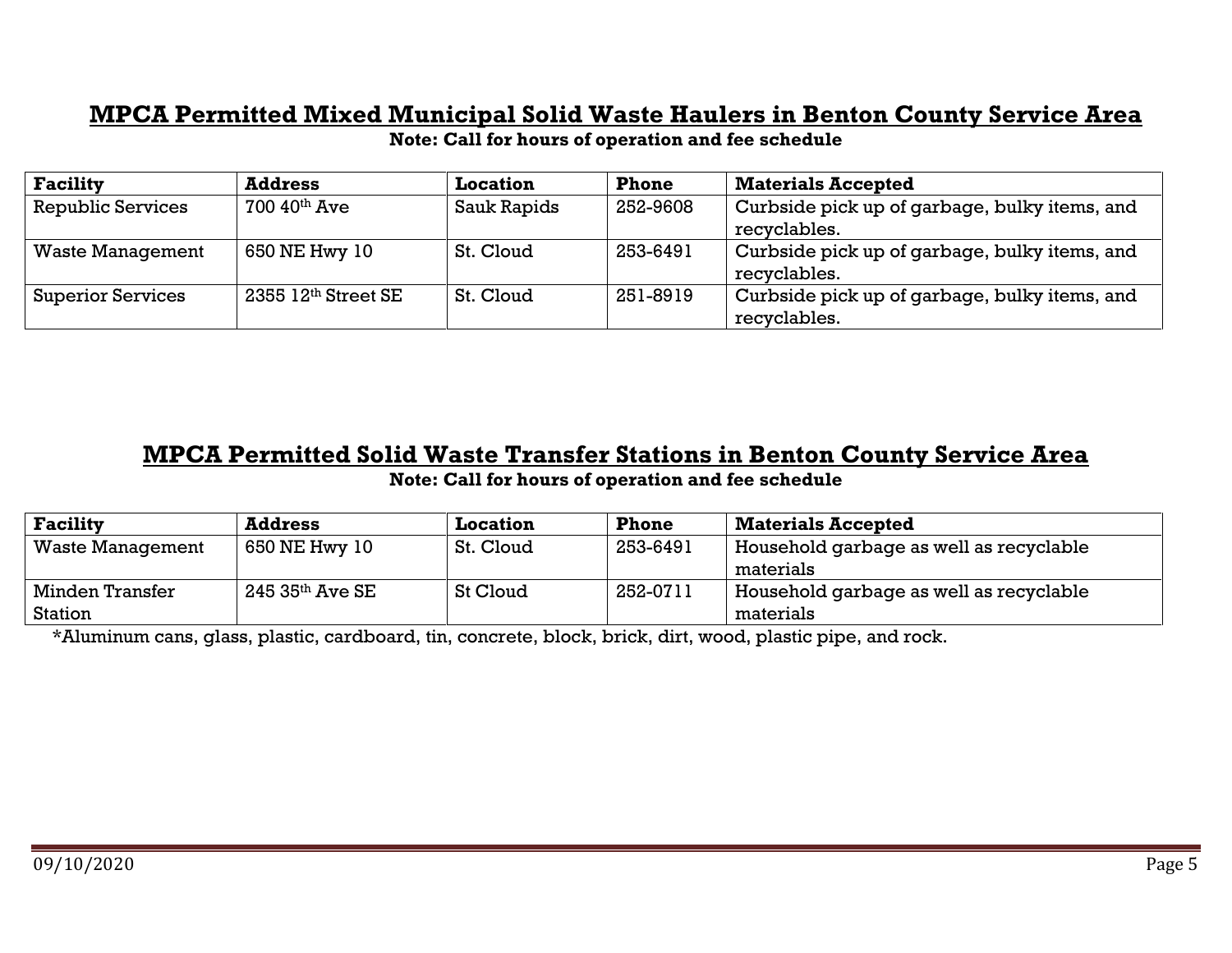## MPCA Permitted Mixed Municipal Solid Waste Haulers in Benton County Service Area

**Note: Call for hours of operation and fee schedule**

| Facility | Address | Location | Phone | Materials Accepted |
|---|---|---|---|---|
| Republic Services | 700 40th Ave | Sauk Rapids | 252-9608 | Curbside pick up of garbage, bulky items, and recyclables. |
| Waste Management | 650 NE Hwy 10 | St. Cloud | 253-6491 | Curbside pick up of garbage, bulky items, and recyclables. |
| Superior Services | 2355 12th Street SE | St. Cloud | 251-8919 | Curbside pick up of garbage, bulky items, and recyclables. |

## MPCA Permitted Solid Waste Transfer Stations in Benton County Service Area

**Note: Call for hours of operation and fee schedule**

| Facility | Address | Location | Phone | Materials Accepted |
|---|---|---|---|---|
| Waste Management | 650 NE Hwy 10 | St. Cloud | 253-6491 | Household garbage as well as recyclable materials |
| Minden Transfer Station | 245 35th Ave SE | St Cloud | 252-0711 | Household garbage as well as recyclable materials |

*Aluminum cans, glass, plastic, cardboard, tin, concrete, block, brick, dirt, wood, plastic pipe, and rock.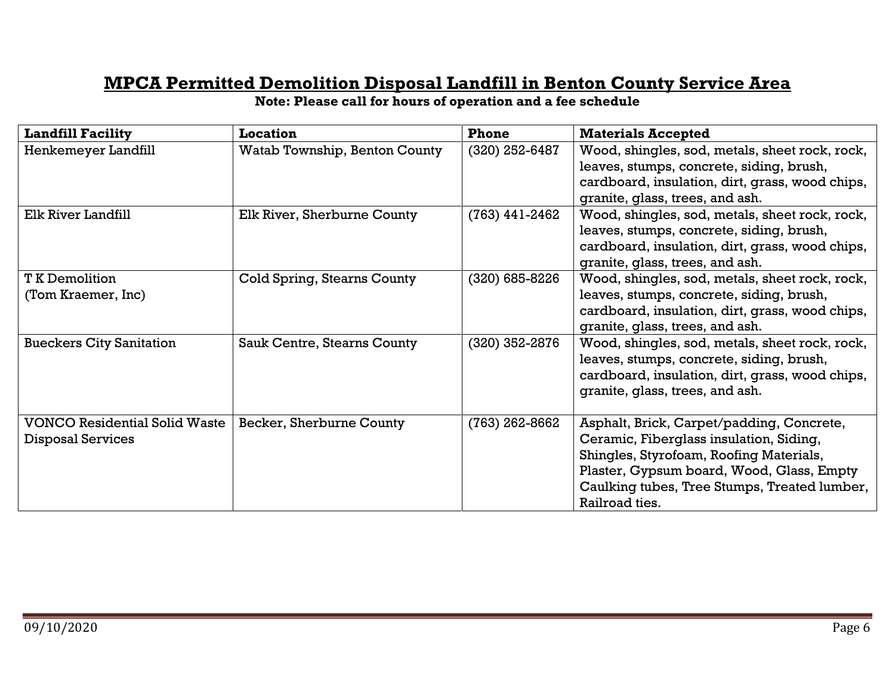## MPCA Permitted Demolition Disposal Landfill in Benton County Service Area

**Note: Please call for hours of operation and a fee schedule**

| Landfill Facility | Location | Phone | Materials Accepted |
|---|---|---|---|
| Henkemeyer Landfill | Watab Township, Benton County | (320) 252-6487 | Wood, shingles, sod, metals, sheet rock, rock, leaves, stumps, concrete, siding, brush, cardboard, insulation, dirt, grass, wood chips, granite, glass, trees, and ash. |
| Elk River Landfill | Elk River, Sherburne County | (763) 441-2462 | Wood, shingles, sod, metals, sheet rock, rock, leaves, stumps, concrete, siding, brush, cardboard, insulation, dirt, grass, wood chips, granite, glass, trees, and ash. |
| T K Demolition (Tom Kraemer, Inc) | Cold Spring, Stearns County | (320) 685-8226 | Wood, shingles, sod, metals, sheet rock, rock, leaves, stumps, concrete, siding, brush, cardboard, insulation, dirt, grass, wood chips, granite, glass, trees, and ash. |
| Bueckers City Sanitation | Sauk Centre, Stearns County | (320) 352-2876 | Wood, shingles, sod, metals, sheet rock, rock, leaves, stumps, concrete, siding, brush, cardboard, insulation, dirt, grass, wood chips, granite, glass, trees, and ash. |
| VONCO Residential Solid Waste Disposal Services | Becker, Sherburne County | (763) 262-8662 | Asphalt, Brick, Carpet/padding, Concrete, Ceramic, Fiberglass insulation, Siding, Shingles, Styrofoam, Roofing Materials, Plaster, Gypsum board, Wood, Glass, Empty Caulking tubes, Tree Stumps, Treated lumber, Railroad ties. |

09/10/2020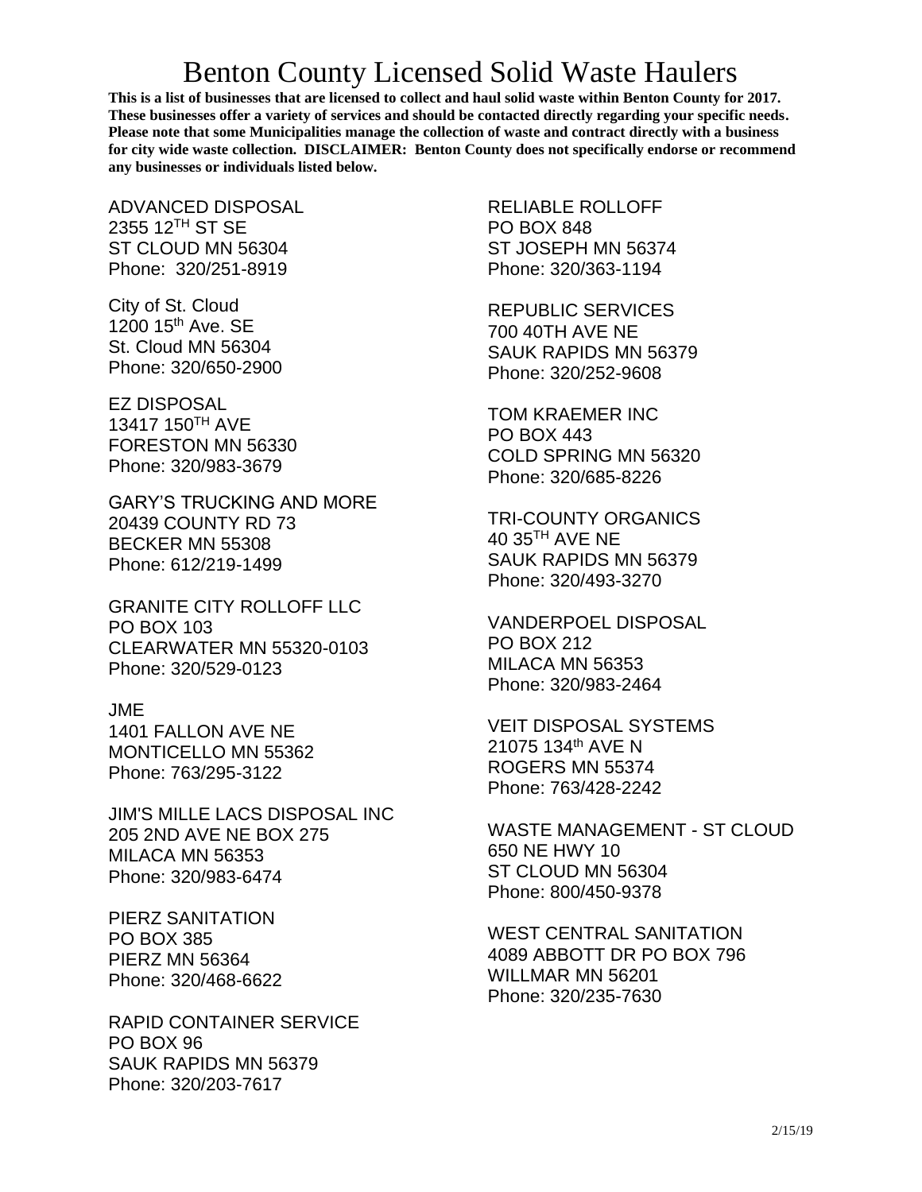# Benton County Licensed Solid Waste Haulers

**This is a list of businesses that are licensed to collect and haul solid waste within Benton County for 2017. These businesses offer a variety of services and should be contacted directly regarding your specific needs. Please note that some Municipalities manage the collection of waste and contract directly with a business for city wide waste collection. DISCLAIMER: Benton County does not specifically endorse or recommend any businesses or individuals listed below.**

ADVANCED DISPOSAL
2355 12TH ST SE
ST CLOUD MN 56304
Phone: 320/251-8919

City of St. Cloud
1200 15th Ave. SE
St. Cloud MN 56304
Phone: 320/650-2900

EZ DISPOSAL
13417 150TH AVE
FORESTON MN 56330
Phone: 320/983-3679

GARY'S TRUCKING AND MORE
20439 COUNTY RD 73
BECKER MN 55308
Phone: 612/219-1499

GRANITE CITY ROLLOFF LLC
PO BOX 103
CLEARWATER MN 55320-0103
Phone: 320/529-0123

JME
1401 FALLON AVE NE
MONTICELLO MN 55362
Phone: 763/295-3122

JIM'S MILLE LACS DISPOSAL INC
205 2ND AVE NE BOX 275
MILACA MN 56353
Phone: 320/983-6474

PIERZ SANITATION
PO BOX 385
PIERZ MN 56364
Phone: 320/468-6622

RAPID CONTAINER SERVICE
PO BOX 96
SAUK RAPIDS MN 56379
Phone: 320/203-7617

RELIABLE ROLLOFF
PO BOX 848
ST JOSEPH MN 56374
Phone: 320/363-1194

REPUBLIC SERVICES
700 40TH AVE NE
SAUK RAPIDS MN 56379
Phone: 320/252-9608

TOM KRAEMER INC
PO BOX 443
COLD SPRING MN 56320
Phone: 320/685-8226

TRI-COUNTY ORGANICS
40 35TH AVE NE
SAUK RAPIDS MN 56379
Phone: 320/493-3270

VANDERPOEL DISPOSAL
PO BOX 212
MILACA MN 56353
Phone: 320/983-2464

VEIT DISPOSAL SYSTEMS
21075 134th AVE N
ROGERS MN 55374
Phone: 763/428-2242

WASTE MANAGEMENT - ST CLOUD
650 NE HWY 10
ST CLOUD MN 56304
Phone: 800/450-9378

WEST CENTRAL SANITATION
4089 ABBOTT DR PO BOX 796
WILLMAR MN 56201
Phone: 320/235-7630

2/15/19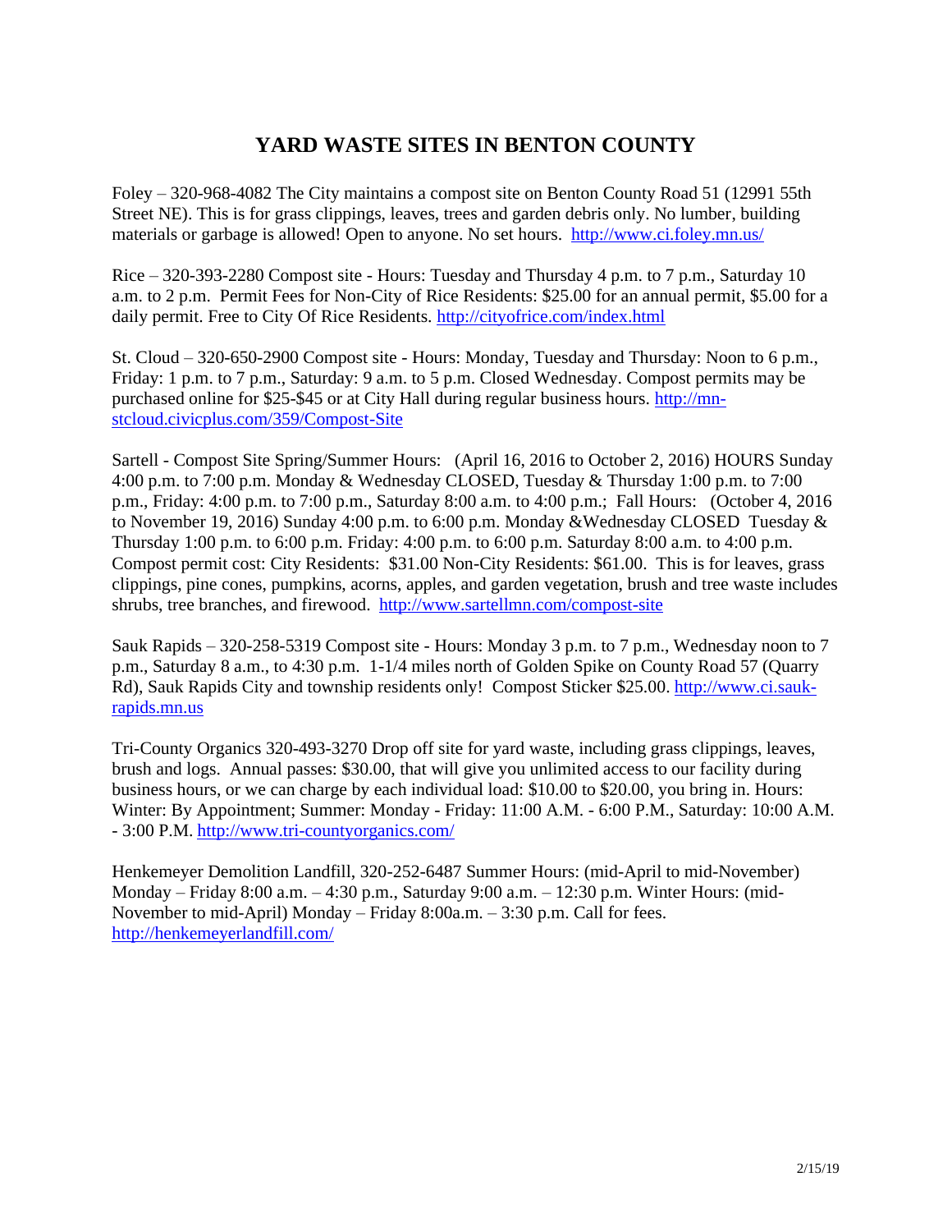# YARD WASTE SITES IN BENTON COUNTY

Foley – 320-968-4082 The City maintains a compost site on Benton County Road 51 (12991 55th Street NE). This is for grass clippings, leaves, trees and garden debris only. No lumber, building materials or garbage is allowed! Open to anyone. No set hours. http://www.ci.foley.mn.us/

Rice – 320-393-2280 Compost site - Hours: Tuesday and Thursday 4 p.m. to 7 p.m., Saturday 10 a.m. to 2 p.m. Permit Fees for Non-City of Rice Residents: $25.00 for an annual permit, $5.00 for a daily permit. Free to City Of Rice Residents. http://cityofrice.com/index.html

St. Cloud – 320-650-2900 Compost site - Hours: Monday, Tuesday and Thursday: Noon to 6 p.m., Friday: 1 p.m. to 7 p.m., Saturday: 9 a.m. to 5 p.m. Closed Wednesday. Compost permits may be purchased online for $25-$45 or at City Hall during regular business hours. http://mn-stcloud.civicplus.com/359/Compost-Site

Sartell - Compost Site Spring/Summer Hours: (April 16, 2016 to October 2, 2016) HOURS Sunday 4:00 p.m. to 7:00 p.m. Monday & Wednesday CLOSED, Tuesday & Thursday 1:00 p.m. to 7:00 p.m., Friday: 4:00 p.m. to 7:00 p.m., Saturday 8:00 a.m. to 4:00 p.m.; Fall Hours: (October 4, 2016 to November 19, 2016) Sunday 4:00 p.m. to 6:00 p.m. Monday &Wednesday CLOSED Tuesday & Thursday 1:00 p.m. to 6:00 p.m. Friday: 4:00 p.m. to 6:00 p.m. Saturday 8:00 a.m. to 4:00 p.m. Compost permit cost: City Residents: $31.00 Non-City Residents: $61.00. This is for leaves, grass clippings, pine cones, pumpkins, acorns, apples, and garden vegetation, brush and tree waste includes shrubs, tree branches, and firewood. http://www.sartellmn.com/compost-site

Sauk Rapids – 320-258-5319 Compost site - Hours: Monday 3 p.m. to 7 p.m., Wednesday noon to 7 p.m., Saturday 8 a.m., to 4:30 p.m. 1-1/4 miles north of Golden Spike on County Road 57 (Quarry Rd), Sauk Rapids City and township residents only! Compost Sticker $25.00. http://www.ci.sauk-rapids.mn.us

Tri-County Organics 320-493-3270 Drop off site for yard waste, including grass clippings, leaves, brush and logs. Annual passes: $30.00, that will give you unlimited access to our facility during business hours, or we can charge by each individual load: $10.00 to $20.00, you bring in. Hours: Winter: By Appointment; Summer: Monday - Friday: 11:00 A.M. - 6:00 P.M., Saturday: 10:00 A.M. - 3:00 P.M. http://www.tri-countyorganics.com/

Henkemeyer Demolition Landfill, 320-252-6487 Summer Hours: (mid-April to mid-November) Monday – Friday 8:00 a.m. – 4:30 p.m., Saturday 9:00 a.m. – 12:30 p.m. Winter Hours: (mid-November to mid-April) Monday – Friday 8:00a.m. – 3:30 p.m. Call for fees. http://henkemeyerlandfill.com/

2/15/19